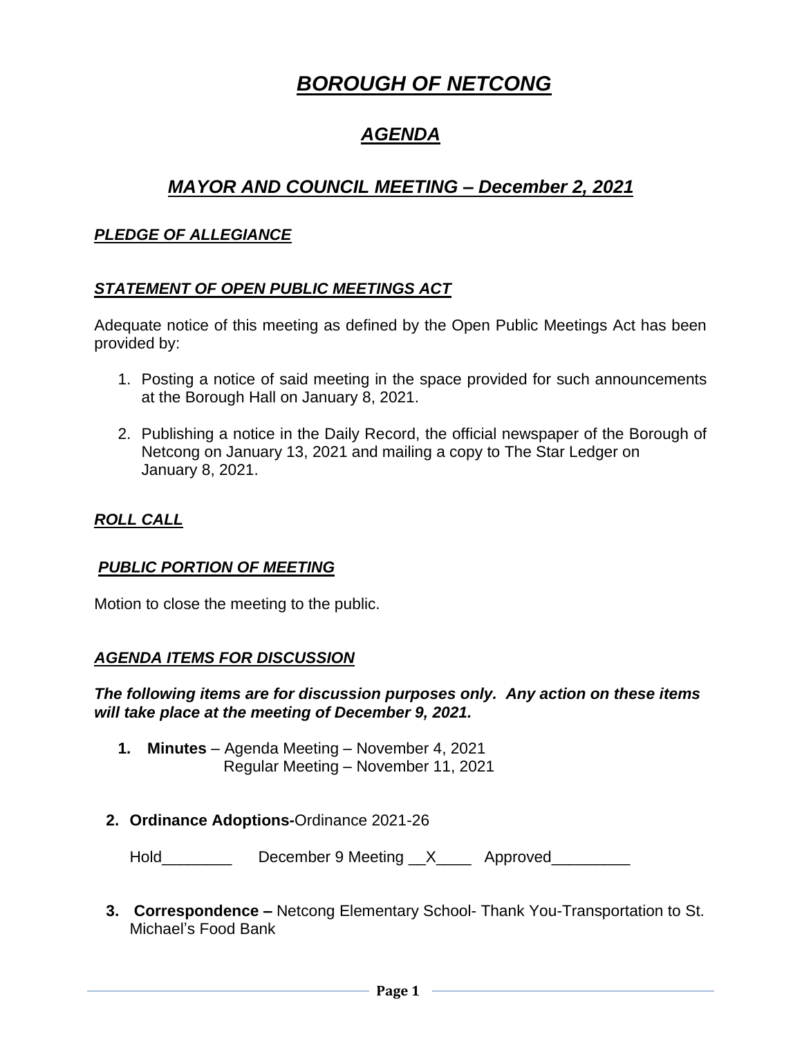# ***BOROUGH OF NETCONG***

## ***AGENDA***

## ***MAYOR AND COUNCIL MEETING – December 2, 2021***

### ***PLEDGE OF ALLEGIANCE***

### ***STATEMENT OF OPEN PUBLIC MEETINGS ACT***

Adequate notice of this meeting as defined by the Open Public Meetings Act has been provided by:

1. Posting a notice of said meeting in the space provided for such announcements at the Borough Hall on January 8, 2021.

2. Publishing a notice in the Daily Record, the official newspaper of the Borough of Netcong on January 13, 2021 and mailing a copy to The Star Ledger on January 8, 2021.

### ***ROLL CALL***

### ***PUBLIC PORTION OF MEETING***

Motion to close the meeting to the public.

### ***AGENDA ITEMS FOR DISCUSSION***

***The following items are for discussion purposes only. Any action on these items will take place at the meeting of December 9, 2021.***

1. **Minutes** – Agenda Meeting – November 4, 2021
   Regular Meeting – November 11, 2021

2. **Ordinance Adoptions-**Ordinance 2021-26

   Hold________ December 9 Meeting __X____ Approved_________

3. **Correspondence –** Netcong Elementary School- Thank You-Transportation to St. Michael's Food Bank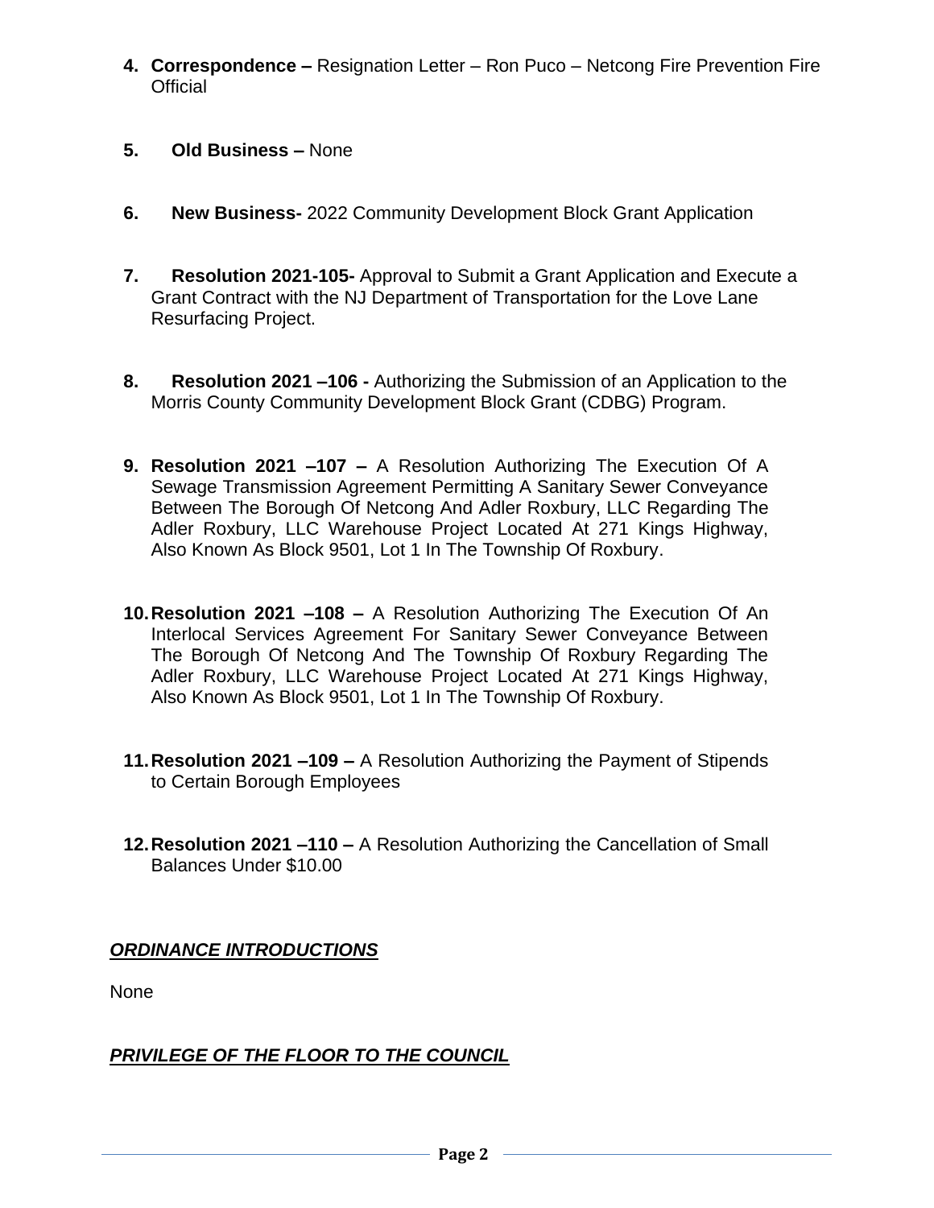4. **Correspondence –** Resignation Letter – Ron Puco – Netcong Fire Prevention Fire Official

5. **Old Business –** None

6. **New Business-** 2022 Community Development Block Grant Application

7. **Resolution 2021-105-** Approval to Submit a Grant Application and Execute a Grant Contract with the NJ Department of Transportation for the Love Lane Resurfacing Project.

8. **Resolution 2021 –106 -** Authorizing the Submission of an Application to the Morris County Community Development Block Grant (CDBG) Program.

9. **Resolution 2021 –107 –** A Resolution Authorizing The Execution Of A Sewage Transmission Agreement Permitting A Sanitary Sewer Conveyance Between The Borough Of Netcong And Adler Roxbury, LLC Regarding The Adler Roxbury, LLC Warehouse Project Located At 271 Kings Highway, Also Known As Block 9501, Lot 1 In The Township Of Roxbury.

10. **Resolution 2021 –108 –** A Resolution Authorizing The Execution Of An Interlocal Services Agreement For Sanitary Sewer Conveyance Between The Borough Of Netcong And The Township Of Roxbury Regarding The Adler Roxbury, LLC Warehouse Project Located At 271 Kings Highway, Also Known As Block 9501, Lot 1 In The Township Of Roxbury.

11. **Resolution 2021 –109 –** A Resolution Authorizing the Payment of Stipends to Certain Borough Employees

12. **Resolution 2021 –110 –** A Resolution Authorizing the Cancellation of Small Balances Under $10.00

***ORDINANCE INTRODUCTIONS***

None

***PRIVILEGE OF THE FLOOR TO THE COUNCIL***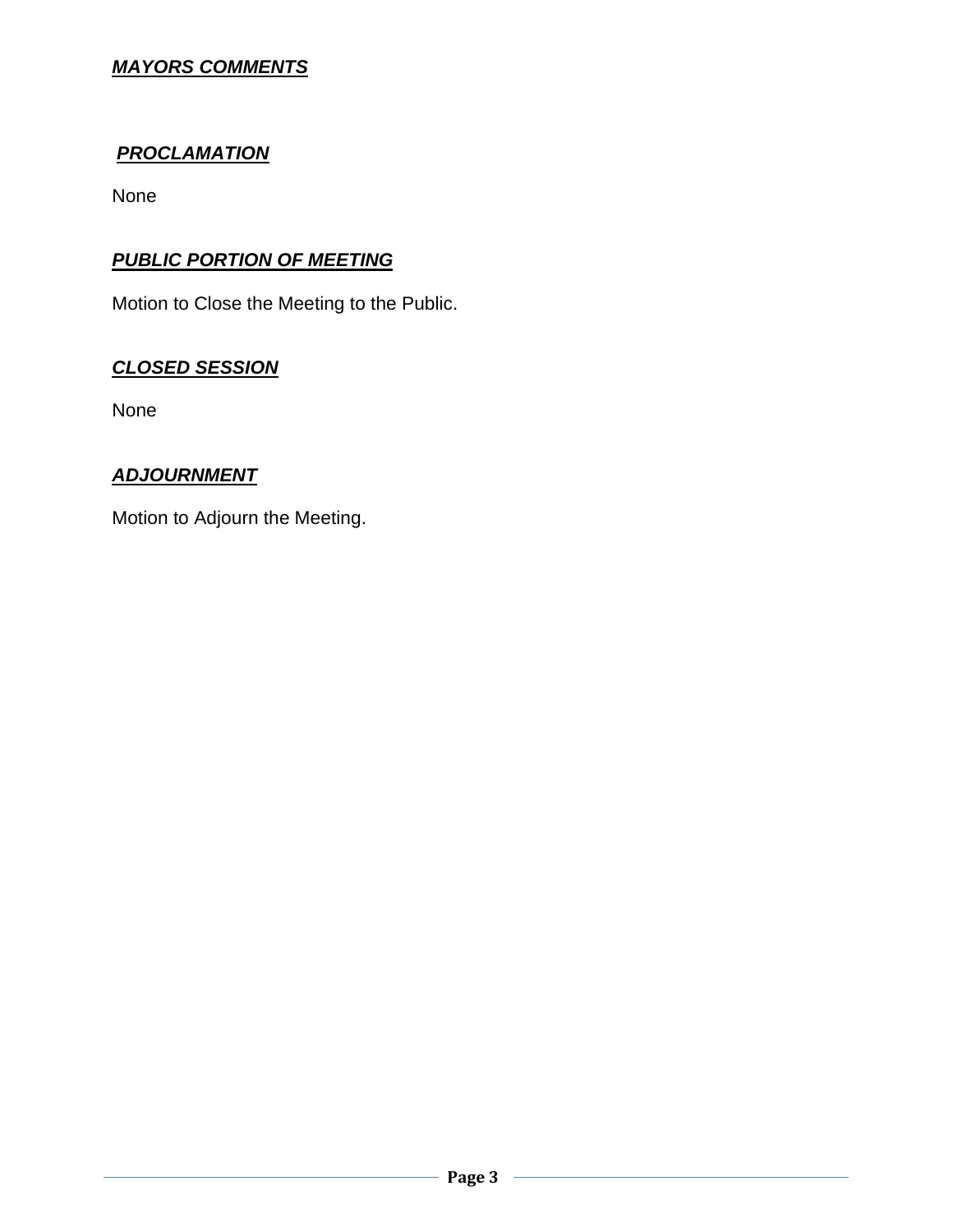***MAYORS COMMENTS***

***PROCLAMATION***

None

***PUBLIC PORTION OF MEETING***

Motion to Close the Meeting to the Public.

***CLOSED SESSION***

None

***ADJOURNMENT***

Motion to Adjourn the Meeting.